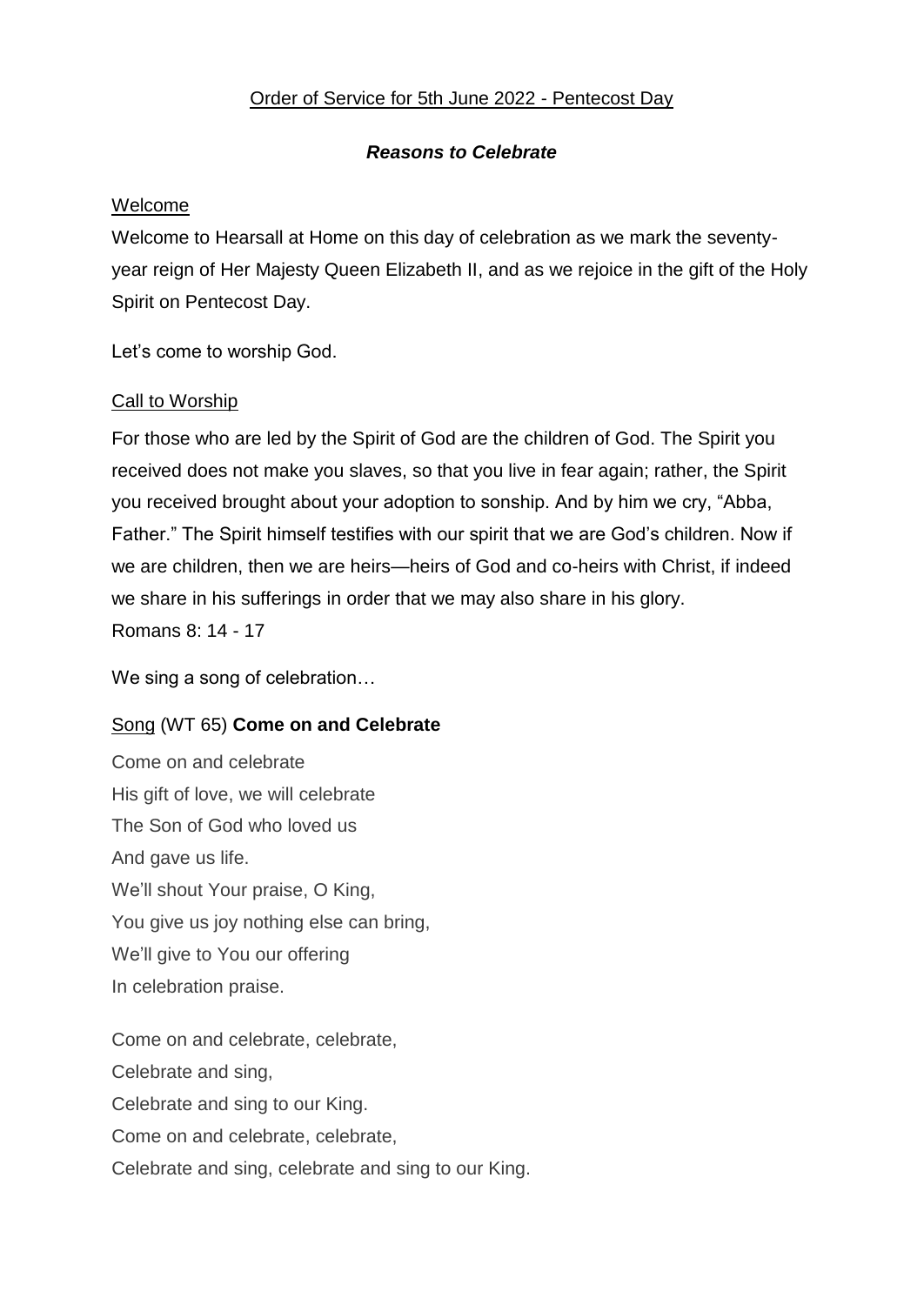Order of Service for 5th June 2022 - Pentecost Day

***Reasons to Celebrate***

Welcome

Welcome to Hearsall at Home on this day of celebration as we mark the seventy-year reign of Her Majesty Queen Elizabeth II, and as we rejoice in the gift of the Holy Spirit on Pentecost Day.

Let's come to worship God.

Call to Worship

For those who are led by the Spirit of God are the children of God. The Spirit you received does not make you slaves, so that you live in fear again; rather, the Spirit you received brought about your adoption to sonship. And by him we cry, "Abba, Father." The Spirit himself testifies with our spirit that we are God's children. Now if we are children, then we are heirs—heirs of God and co-heirs with Christ, if indeed we share in his sufferings in order that we may also share in his glory.
Romans 8: 14 - 17

We sing a song of celebration…

Song (WT 65) **Come on and Celebrate**

Come on and celebrate
His gift of love, we will celebrate
The Son of God who loved us
And gave us life.
We'll shout Your praise, O King,
You give us joy nothing else can bring,
We'll give to You our offering
In celebration praise.

Come on and celebrate, celebrate,
Celebrate and sing,
Celebrate and sing to our King.
Come on and celebrate, celebrate,
Celebrate and sing, celebrate and sing to our King.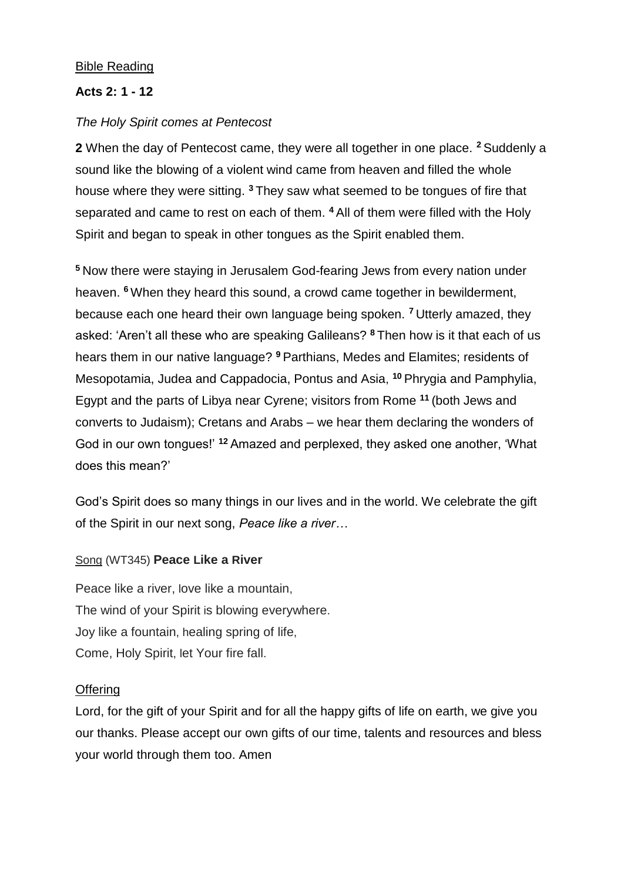Bible Reading

**Acts 2: 1 - 12**

*The Holy Spirit comes at Pentecost*

**2** When the day of Pentecost came, they were all together in one place. [2] Suddenly a sound like the blowing of a violent wind came from heaven and filled the whole house where they were sitting. [3] They saw what seemed to be tongues of fire that separated and came to rest on each of them. [4] All of them were filled with the Holy Spirit and began to speak in other tongues as the Spirit enabled them.

[5] Now there were staying in Jerusalem God-fearing Jews from every nation under heaven. [6] When they heard this sound, a crowd came together in bewilderment, because each one heard their own language being spoken. [7] Utterly amazed, they asked: 'Aren't all these who are speaking Galileans? [8] Then how is it that each of us hears them in our native language? [9] Parthians, Medes and Elamites; residents of Mesopotamia, Judea and Cappadocia, Pontus and Asia, [10] Phrygia and Pamphylia, Egypt and the parts of Libya near Cyrene; visitors from Rome [11] (both Jews and converts to Judaism); Cretans and Arabs – we hear them declaring the wonders of God in our own tongues!' [12] Amazed and perplexed, they asked one another, 'What does this mean?'

God's Spirit does so many things in our lives and in the world. We celebrate the gift of the Spirit in our next song, *Peace like a river…*

Song (WT345) **Peace Like a River**

Peace like a river, love like a mountain,
The wind of your Spirit is blowing everywhere.
Joy like a fountain, healing spring of life,
Come, Holy Spirit, let Your fire fall.

Offering

Lord, for the gift of your Spirit and for all the happy gifts of life on earth, we give you our thanks. Please accept our own gifts of our time, talents and resources and bless your world through them too. Amen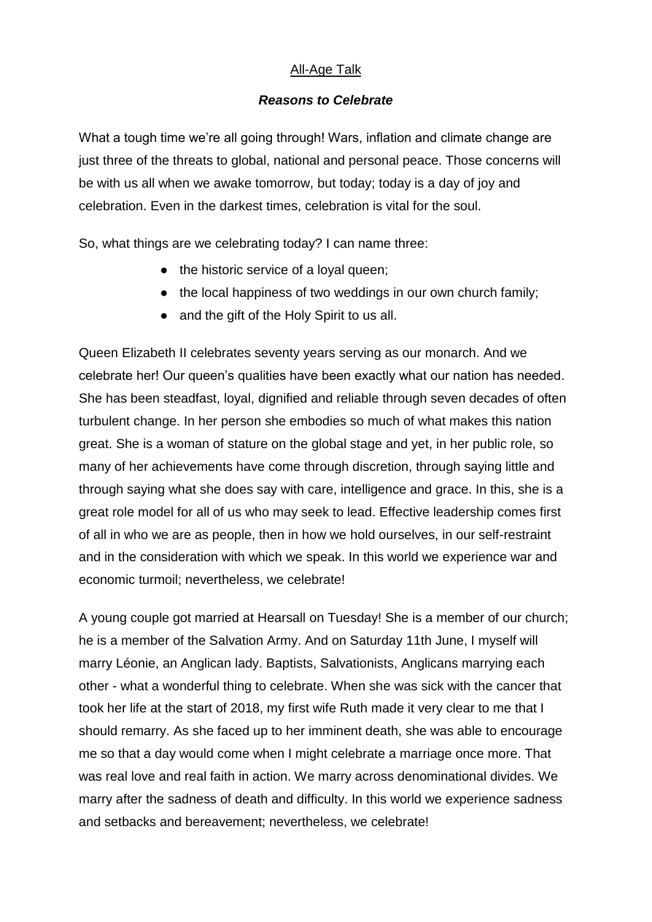<u>All-Age Talk</u>

***Reasons to Celebrate***

What a tough time we're all going through! Wars, inflation and climate change are just three of the threats to global, national and personal peace. Those concerns will be with us all when we awake tomorrow, but today; today is a day of joy and celebration. Even in the darkest times, celebration is vital for the soul.

So, what things are we celebrating today? I can name three:

- the historic service of a loyal queen;
- the local happiness of two weddings in our own church family;
- and the gift of the Holy Spirit to us all.

Queen Elizabeth II celebrates seventy years serving as our monarch. And we celebrate her! Our queen's qualities have been exactly what our nation has needed. She has been steadfast, loyal, dignified and reliable through seven decades of often turbulent change. In her person she embodies so much of what makes this nation great. She is a woman of stature on the global stage and yet, in her public role, so many of her achievements have come through discretion, through saying little and through saying what she does say with care, intelligence and grace. In this, she is a great role model for all of us who may seek to lead. Effective leadership comes first of all in who we are as people, then in how we hold ourselves, in our self-restraint and in the consideration with which we speak. In this world we experience war and economic turmoil; nevertheless, we celebrate!

A young couple got married at Hearsall on Tuesday! She is a member of our church; he is a member of the Salvation Army. And on Saturday 11th June, I myself will marry Léonie, an Anglican lady. Baptists, Salvationists, Anglicans marrying each other - what a wonderful thing to celebrate. When she was sick with the cancer that took her life at the start of 2018, my first wife Ruth made it very clear to me that I should remarry. As she faced up to her imminent death, she was able to encourage me so that a day would come when I might celebrate a marriage once more. That was real love and real faith in action. We marry across denominational divides. We marry after the sadness of death and difficulty. In this world we experience sadness and setbacks and bereavement; nevertheless, we celebrate!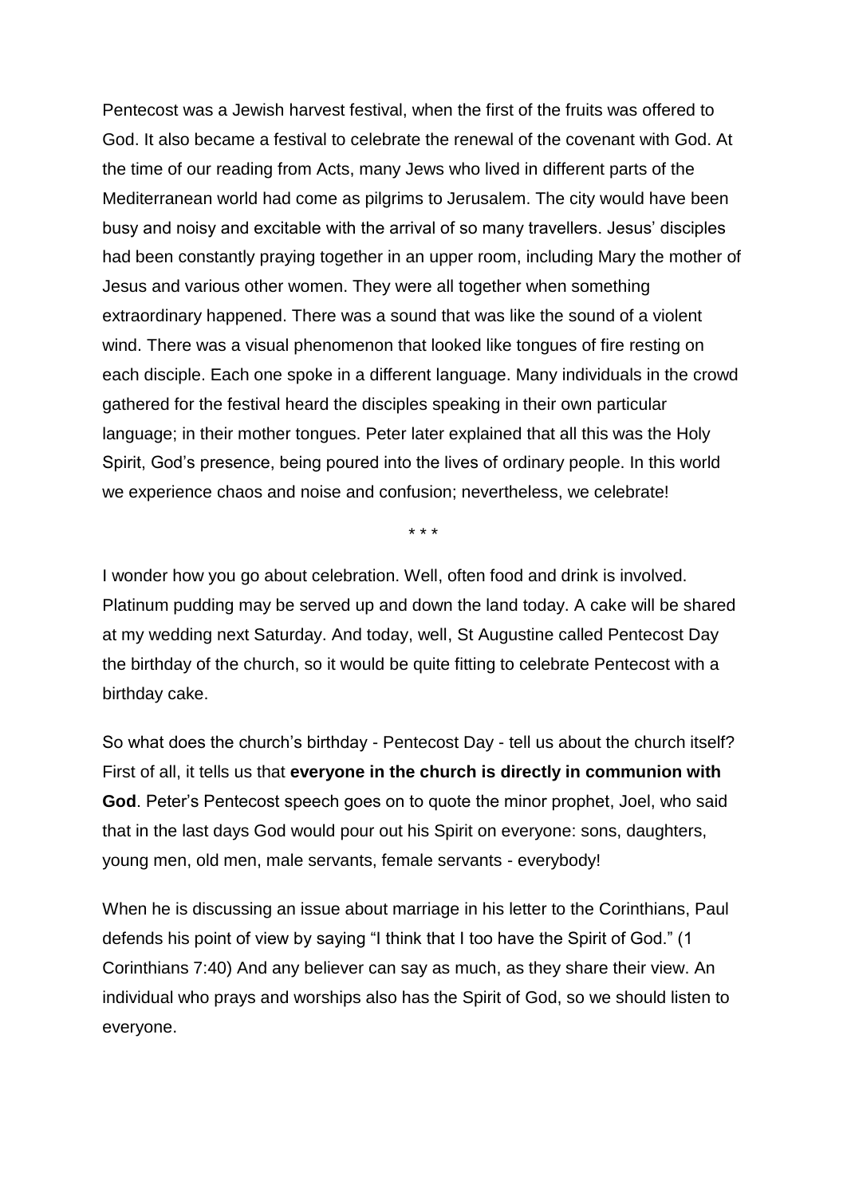Pentecost was a Jewish harvest festival, when the first of the fruits was offered to God. It also became a festival to celebrate the renewal of the covenant with God. At the time of our reading from Acts, many Jews who lived in different parts of the Mediterranean world had come as pilgrims to Jerusalem. The city would have been busy and noisy and excitable with the arrival of so many travellers. Jesus' disciples had been constantly praying together in an upper room, including Mary the mother of Jesus and various other women. They were all together when something extraordinary happened. There was a sound that was like the sound of a violent wind. There was a visual phenomenon that looked like tongues of fire resting on each disciple. Each one spoke in a different language. Many individuals in the crowd gathered for the festival heard the disciples speaking in their own particular language; in their mother tongues. Peter later explained that all this was the Holy Spirit, God's presence, being poured into the lives of ordinary people. In this world we experience chaos and noise and confusion; nevertheless, we celebrate!

\* \* \*

I wonder how you go about celebration. Well, often food and drink is involved. Platinum pudding may be served up and down the land today. A cake will be shared at my wedding next Saturday. And today, well, St Augustine called Pentecost Day the birthday of the church, so it would be quite fitting to celebrate Pentecost with a birthday cake.

So what does the church's birthday - Pentecost Day - tell us about the church itself? First of all, it tells us that **everyone in the church is directly in communion with God**. Peter's Pentecost speech goes on to quote the minor prophet, Joel, who said that in the last days God would pour out his Spirit on everyone: sons, daughters, young men, old men, male servants, female servants - everybody!

When he is discussing an issue about marriage in his letter to the Corinthians, Paul defends his point of view by saying "I think that I too have the Spirit of God." (1 Corinthians 7:40) And any believer can say as much, as they share their view. An individual who prays and worships also has the Spirit of God, so we should listen to everyone.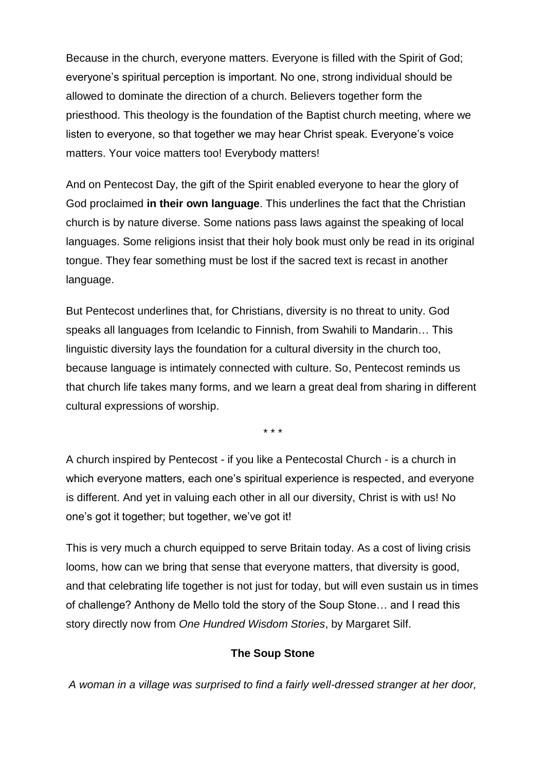Because in the church, everyone matters. Everyone is filled with the Spirit of God; everyone's spiritual perception is important. No one, strong individual should be allowed to dominate the direction of a church. Believers together form the priesthood. This theology is the foundation of the Baptist church meeting, where we listen to everyone, so that together we may hear Christ speak. Everyone's voice matters. Your voice matters too! Everybody matters!

And on Pentecost Day, the gift of the Spirit enabled everyone to hear the glory of God proclaimed **in their own language**. This underlines the fact that the Christian church is by nature diverse. Some nations pass laws against the speaking of local languages. Some religions insist that their holy book must only be read in its original tongue. They fear something must be lost if the sacred text is recast in another language.

But Pentecost underlines that, for Christians, diversity is no threat to unity. God speaks all languages from Icelandic to Finnish, from Swahili to Mandarin… This linguistic diversity lays the foundation for a cultural diversity in the church too, because language is intimately connected with culture. So, Pentecost reminds us that church life takes many forms, and we learn a great deal from sharing in different cultural expressions of worship.

\* \* \*

A church inspired by Pentecost - if you like a Pentecostal Church - is a church in which everyone matters, each one's spiritual experience is respected, and everyone is different. And yet in valuing each other in all our diversity, Christ is with us! No one's got it together; but together, we've got it!

This is very much a church equipped to serve Britain today. As a cost of living crisis looms, how can we bring that sense that everyone matters, that diversity is good, and that celebrating life together is not just for today, but will even sustain us in times of challenge? Anthony de Mello told the story of the Soup Stone… and I read this story directly now from *One Hundred Wisdom Stories*, by Margaret Silf.

**The Soup Stone**

*A woman in a village was surprised to find a fairly well-dressed stranger at her door,*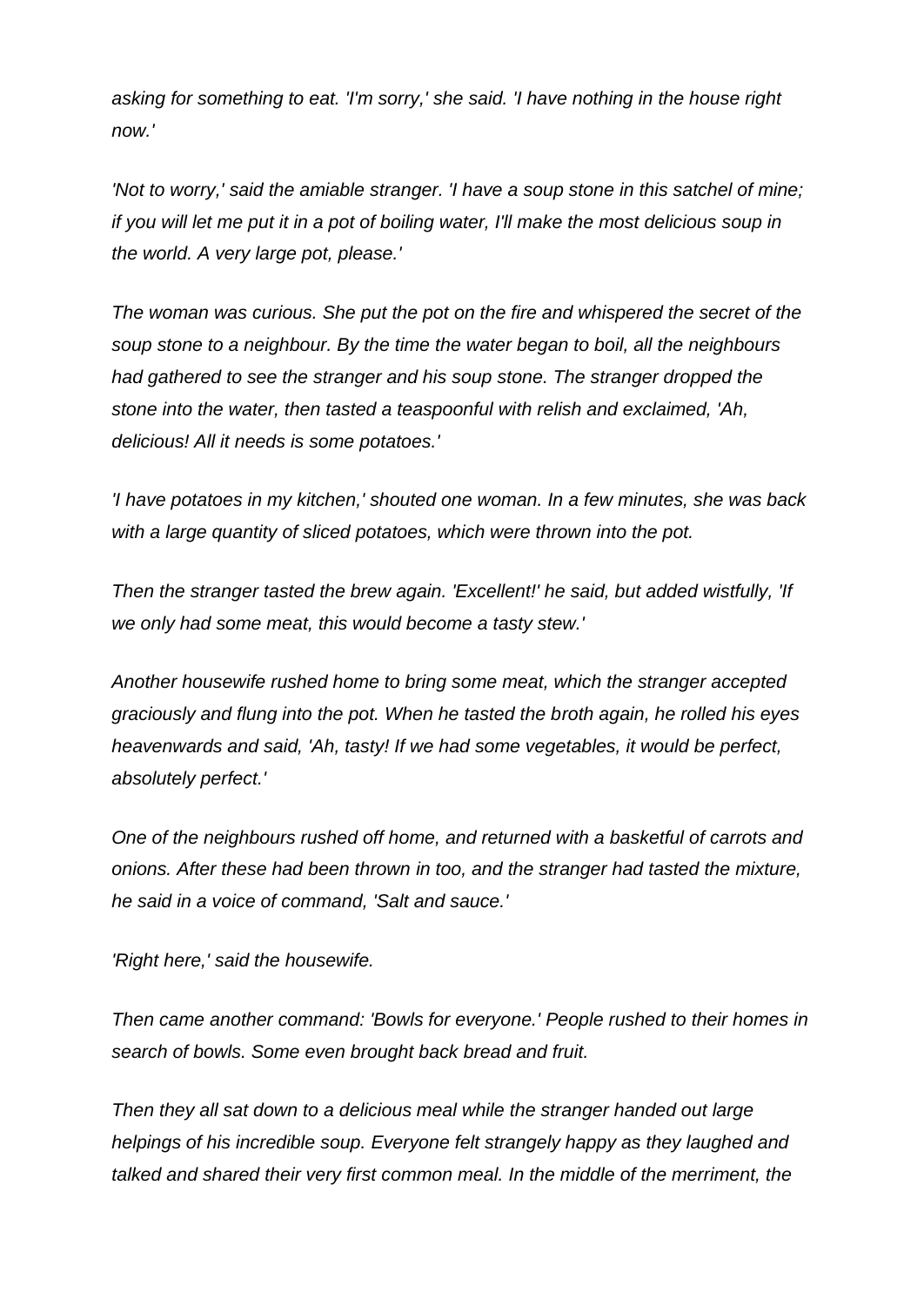*asking for something to eat. 'I'm sorry,' she said. 'I have nothing in the house right now.'*

*'Not to worry,' said the amiable stranger. 'I have a soup stone in this satchel of mine; if you will let me put it in a pot of boiling water, I'll make the most delicious soup in the world. A very large pot, please.'*

*The woman was curious. She put the pot on the fire and whispered the secret of the soup stone to a neighbour. By the time the water began to boil, all the neighbours had gathered to see the stranger and his soup stone. The stranger dropped the stone into the water, then tasted a teaspoonful with relish and exclaimed, 'Ah, delicious! All it needs is some potatoes.'*

*'I have potatoes in my kitchen,' shouted one woman. In a few minutes, she was back with a large quantity of sliced potatoes, which were thrown into the pot.*

*Then the stranger tasted the brew again. 'Excellent!' he said, but added wistfully, 'If we only had some meat, this would become a tasty stew.'*

*Another housewife rushed home to bring some meat, which the stranger accepted graciously and flung into the pot. When he tasted the broth again, he rolled his eyes heavenwards and said, 'Ah, tasty! If we had some vegetables, it would be perfect, absolutely perfect.'*

*One of the neighbours rushed off home, and returned with a basketful of carrots and onions. After these had been thrown in too, and the stranger had tasted the mixture, he said in a voice of command, 'Salt and sauce.'*

*'Right here,' said the housewife.*

*Then came another command: 'Bowls for everyone.' People rushed to their homes in search of bowls. Some even brought back bread and fruit.*

*Then they all sat down to a delicious meal while the stranger handed out large helpings of his incredible soup. Everyone felt strangely happy as they laughed and talked and shared their very first common meal. In the middle of the merriment, the*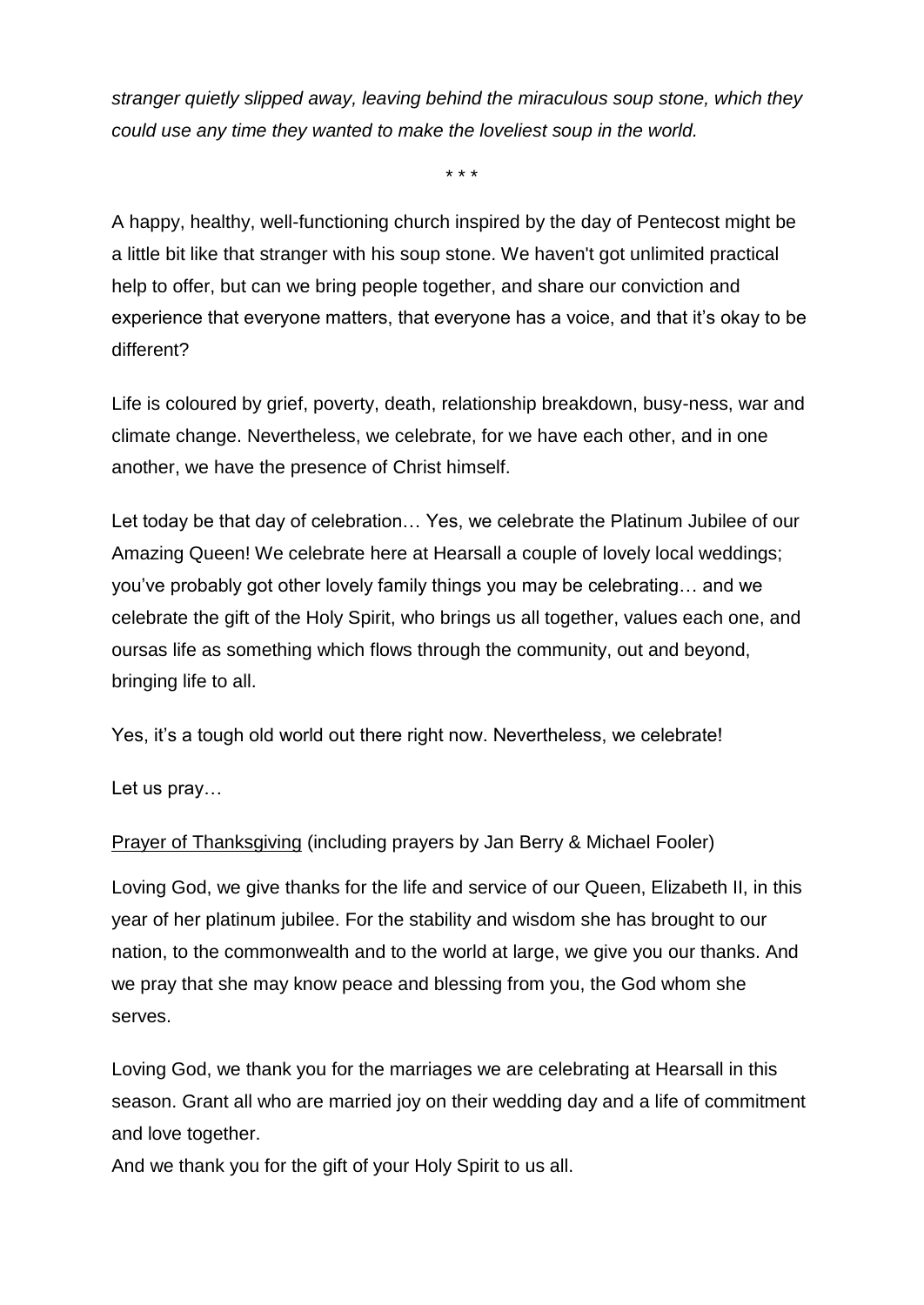*stranger quietly slipped away, leaving behind the miraculous soup stone, which they could use any time they wanted to make the loveliest soup in the world.*

\* \* \*

A happy, healthy, well-functioning church inspired by the day of Pentecost might be a little bit like that stranger with his soup stone. We haven't got unlimited practical help to offer, but can we bring people together, and share our conviction and experience that everyone matters, that everyone has a voice, and that it's okay to be different?

Life is coloured by grief, poverty, death, relationship breakdown, busy-ness, war and climate change. Nevertheless, we celebrate, for we have each other, and in one another, we have the presence of Christ himself.

Let today be that day of celebration… Yes, we celebrate the Platinum Jubilee of our Amazing Queen! We celebrate here at Hearsall a couple of lovely local weddings; you've probably got other lovely family things you may be celebrating… and we celebrate the gift of the Holy Spirit, who brings us all together, values each one, and oursas life as something which flows through the community, out and beyond, bringing life to all.

Yes, it's a tough old world out there right now. Nevertheless, we celebrate!

Let us pray…

<u>Prayer of Thanksgiving</u> (including prayers by Jan Berry & Michael Fooler)

Loving God, we give thanks for the life and service of our Queen, Elizabeth II, in this year of her platinum jubilee. For the stability and wisdom she has brought to our nation, to the commonwealth and to the world at large, we give you our thanks. And we pray that she may know peace and blessing from you, the God whom she serves.

Loving God, we thank you for the marriages we are celebrating at Hearsall in this season. Grant all who are married joy on their wedding day and a life of commitment and love together.
And we thank you for the gift of your Holy Spirit to us all.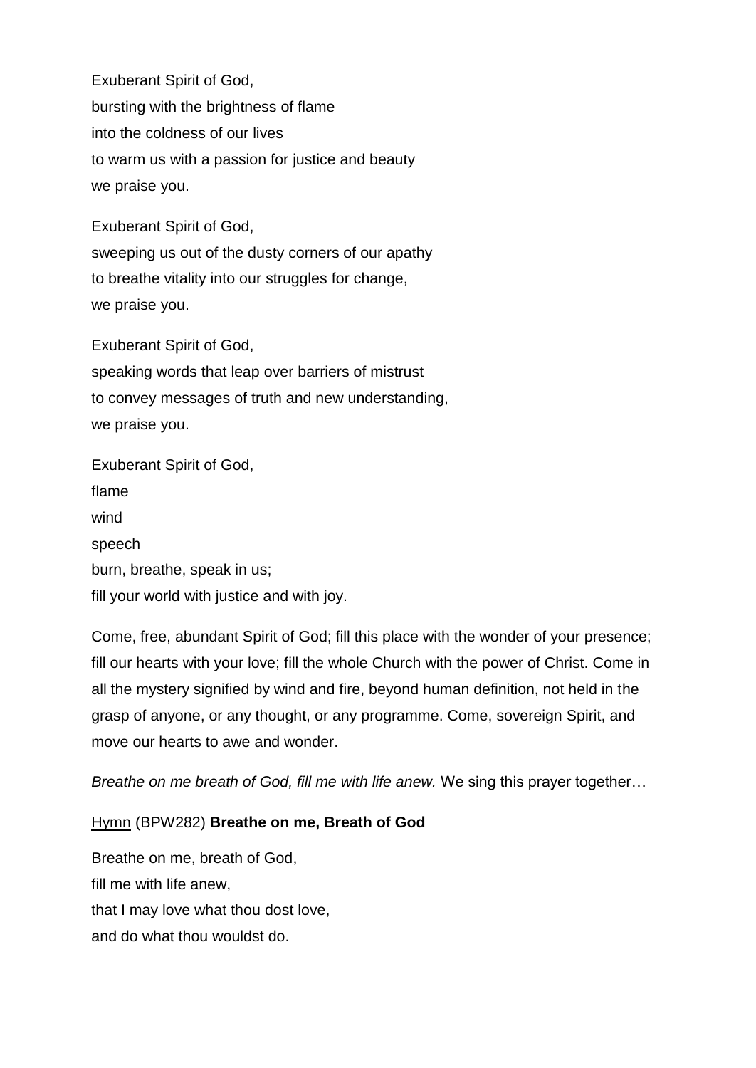Exuberant Spirit of God,  
bursting with the brightness of flame  
into the coldness of our lives  
to warm us with a passion for justice and beauty  
we praise you.

Exuberant Spirit of God,  
sweeping us out of the dusty corners of our apathy  
to breathe vitality into our struggles for change,  
we praise you.

Exuberant Spirit of God,  
speaking words that leap over barriers of mistrust  
to convey messages of truth and new understanding,  
we praise you.

Exuberant Spirit of God,  
flame  
wind  
speech  
burn, breathe, speak in us;  
fill your world with justice and with joy.

Come, free, abundant Spirit of God; fill this place with the wonder of your presence; fill our hearts with your love; fill the whole Church with the power of Christ. Come in all the mystery signified by wind and fire, beyond human definition, not held in the grasp of anyone, or any thought, or any programme. Come, sovereign Spirit, and move our hearts to awe and wonder.

*Breathe on me breath of God, fill me with life anew.* We sing this prayer together…

<u>Hymn</u> (BPW282) **Breathe on me, Breath of God**

Breathe on me, breath of God,  
fill me with life anew,  
that I may love what thou dost love,  
and do what thou wouldst do.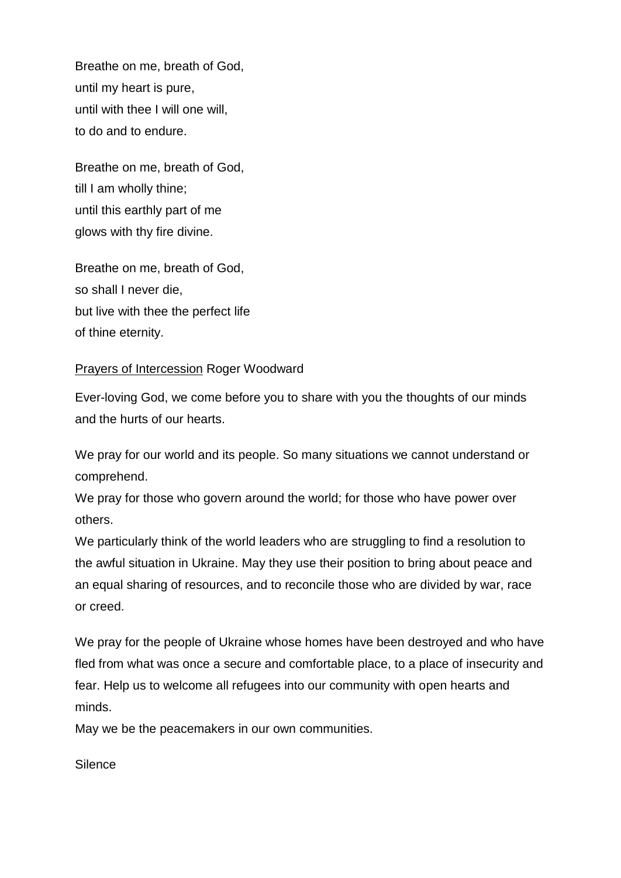Breathe on me, breath of God,  
until my heart is pure,  
until with thee I will one will,  
to do and to endure.

Breathe on me, breath of God,  
till I am wholly thine;  
until this earthly part of me  
glows with thy fire divine.

Breathe on me, breath of God,  
so shall I never die,  
but live with thee the perfect life  
of thine eternity.

<u>Prayers of Intercession</u> Roger Woodward

Ever-loving God, we come before you to share with you the thoughts of our minds and the hurts of our hearts.

We pray for our world and its people. So many situations we cannot understand or comprehend.  
We pray for those who govern around the world; for those who have power over others.  
We particularly think of the world leaders who are struggling to find a resolution to the awful situation in Ukraine. May they use their position to bring about peace and an equal sharing of resources, and to reconcile those who are divided by war, race or creed.

We pray for the people of Ukraine whose homes have been destroyed and who have fled from what was once a secure and comfortable place, to a place of insecurity and fear. Help us to welcome all refugees into our community with open hearts and minds.  
May we be the peacemakers in our own communities.

Silence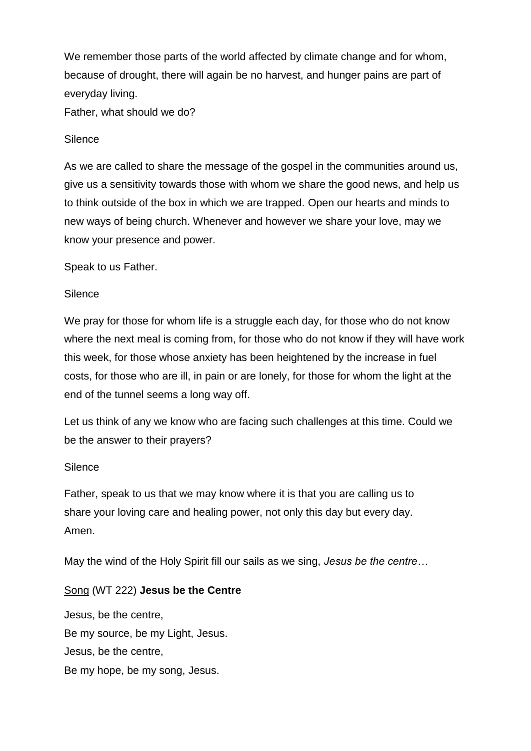We remember those parts of the world affected by climate change and for whom, because of drought, there will again be no harvest, and hunger pains are part of everyday living.
Father, what should we do?

Silence

As we are called to share the message of the gospel in the communities around us, give us a sensitivity towards those with whom we share the good news, and help us to think outside of the box in which we are trapped. Open our hearts and minds to new ways of being church. Whenever and however we share your love, may we know your presence and power.

Speak to us Father.

Silence

We pray for those for whom life is a struggle each day, for those who do not know where the next meal is coming from, for those who do not know if they will have work this week, for those whose anxiety has been heightened by the increase in fuel costs, for those who are ill, in pain or are lonely, for those for whom the light at the end of the tunnel seems a long way off.

Let us think of any we know who are facing such challenges at this time. Could we be the answer to their prayers?

Silence

Father, speak to us that we may know where it is that you are calling us to share your loving care and healing power, not only this day but every day.
Amen.

May the wind of the Holy Spirit fill our sails as we sing, *Jesus be the centre…*

<u>Song</u> (WT 222) **Jesus be the Centre**

Jesus, be the centre,
Be my source, be my Light, Jesus.
Jesus, be the centre,
Be my hope, be my song, Jesus.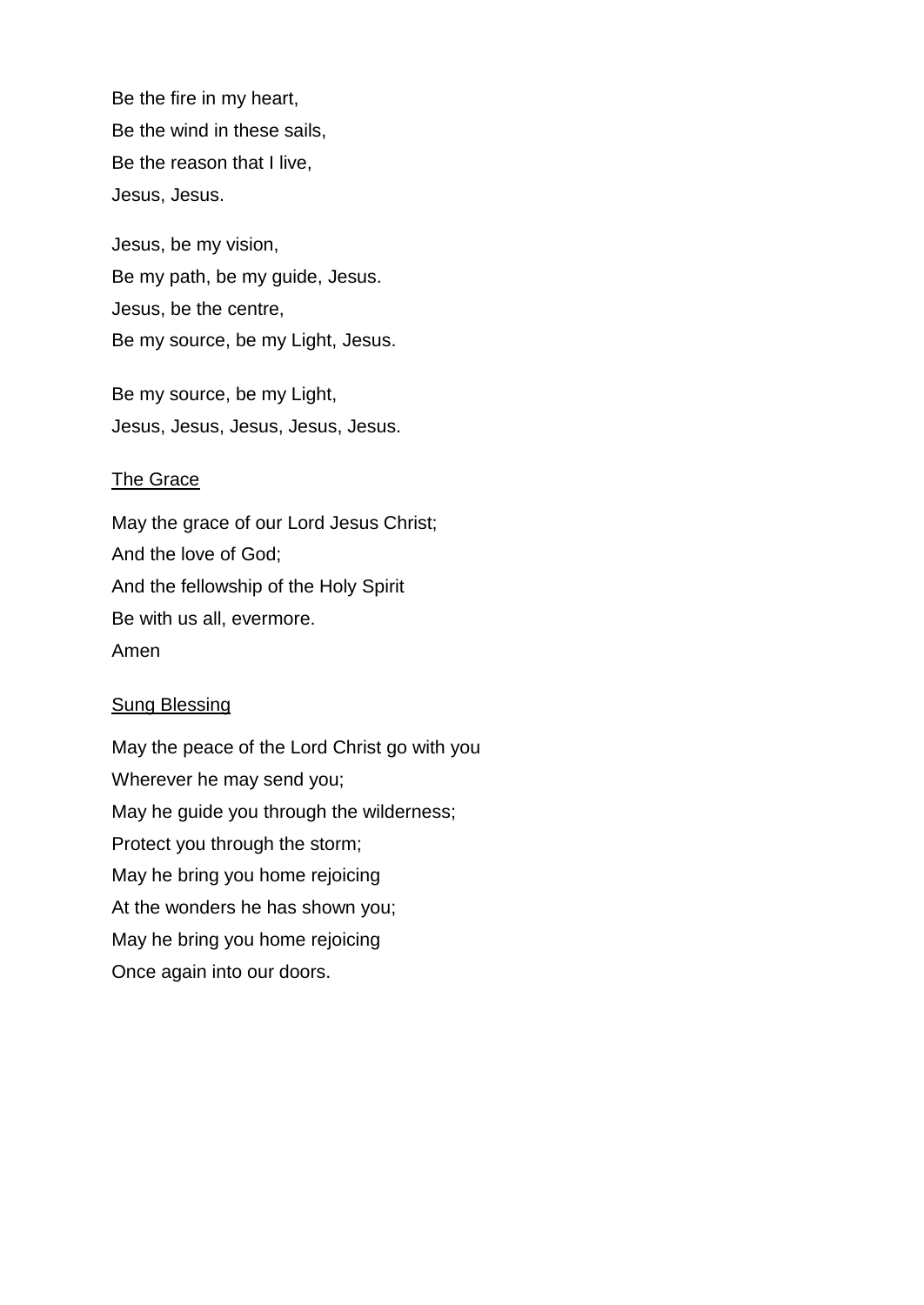Be the fire in my heart,
Be the wind in these sails,
Be the reason that I live,
Jesus, Jesus.

Jesus, be my vision,
Be my path, be my guide, Jesus.
Jesus, be the centre,
Be my source, be my Light, Jesus.

Be my source, be my Light,
Jesus, Jesus, Jesus, Jesus, Jesus.

<u>The Grace</u>

May the grace of our Lord Jesus Christ;
And the love of God;
And the fellowship of the Holy Spirit
Be with us all, evermore.
Amen

<u>Sung Blessing</u>

May the peace of the Lord Christ go with you
Wherever he may send you;
May he guide you through the wilderness;
Protect you through the storm;
May he bring you home rejoicing
At the wonders he has shown you;
May he bring you home rejoicing
Once again into our doors.